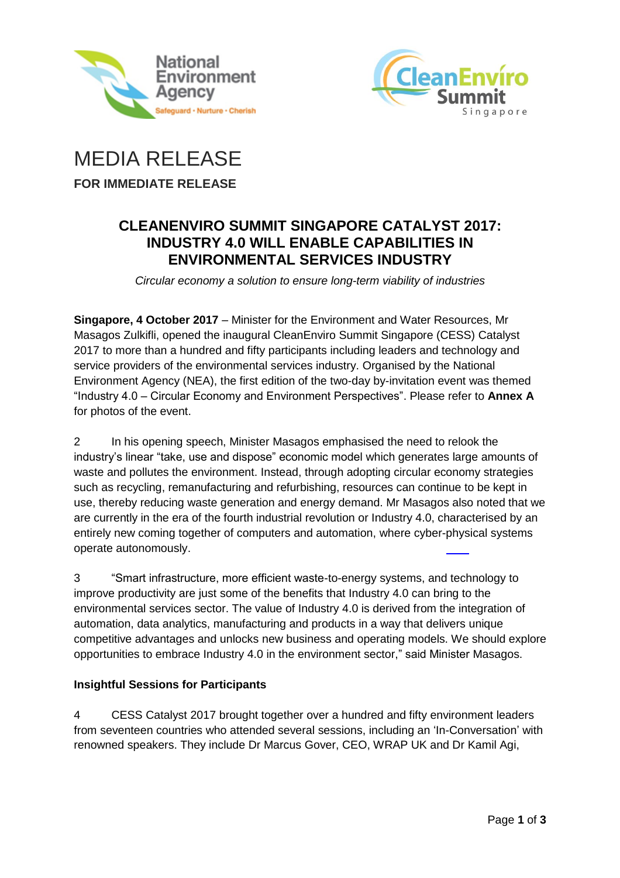# MEDIA RELEASE

**FOR IMMEDIATE RELEASE**

## CLEANENVIRO SUMMIT SINGAPORE CATALYST 2017: INDUSTRY 4.0 WILL ENABLE CAPABILITIES IN ENVIRONMENTAL SERVICES INDUSTRY

*Circular economy a solution to ensure long-term viability of industries*

**Singapore, 4 October 2017** – Minister for the Environment and Water Resources, Mr Masagos Zulkifli, opened the inaugural CleanEnviro Summit Singapore (CESS) Catalyst 2017 to more than a hundred and fifty participants including leaders and technology and service providers of the environmental services industry. Organised by the National Environment Agency (NEA), the first edition of the two-day by-invitation event was themed "Industry 4.0 – Circular Economy and Environment Perspectives". Please refer to **Annex A** for photos of the event.

2 In his opening speech, Minister Masagos emphasised the need to relook the industry's linear "take, use and dispose" economic model which generates large amounts of waste and pollutes the environment. Instead, through adopting circular economy strategies such as recycling, remanufacturing and refurbishing, resources can continue to be kept in use, thereby reducing waste generation and energy demand. Mr Masagos also noted that we are currently in the era of the fourth industrial revolution or Industry 4.0, characterised by an entirely new coming together of computers and automation, where cyber-physical systems operate autonomously.

3 "Smart infrastructure, more efficient waste-to-energy systems, and technology to improve productivity are just some of the benefits that Industry 4.0 can bring to the environmental services sector. The value of Industry 4.0 is derived from the integration of automation, data analytics, manufacturing and products in a way that delivers unique competitive advantages and unlocks new business and operating models. We should explore opportunities to embrace Industry 4.0 in the environment sector," said Minister Masagos.

### Insightful Sessions for Participants

4 CESS Catalyst 2017 brought together over a hundred and fifty environment leaders from seventeen countries who attended several sessions, including an 'In-Conversation' with renowned speakers. They include Dr Marcus Gover, CEO, WRAP UK and Dr Kamil Agi,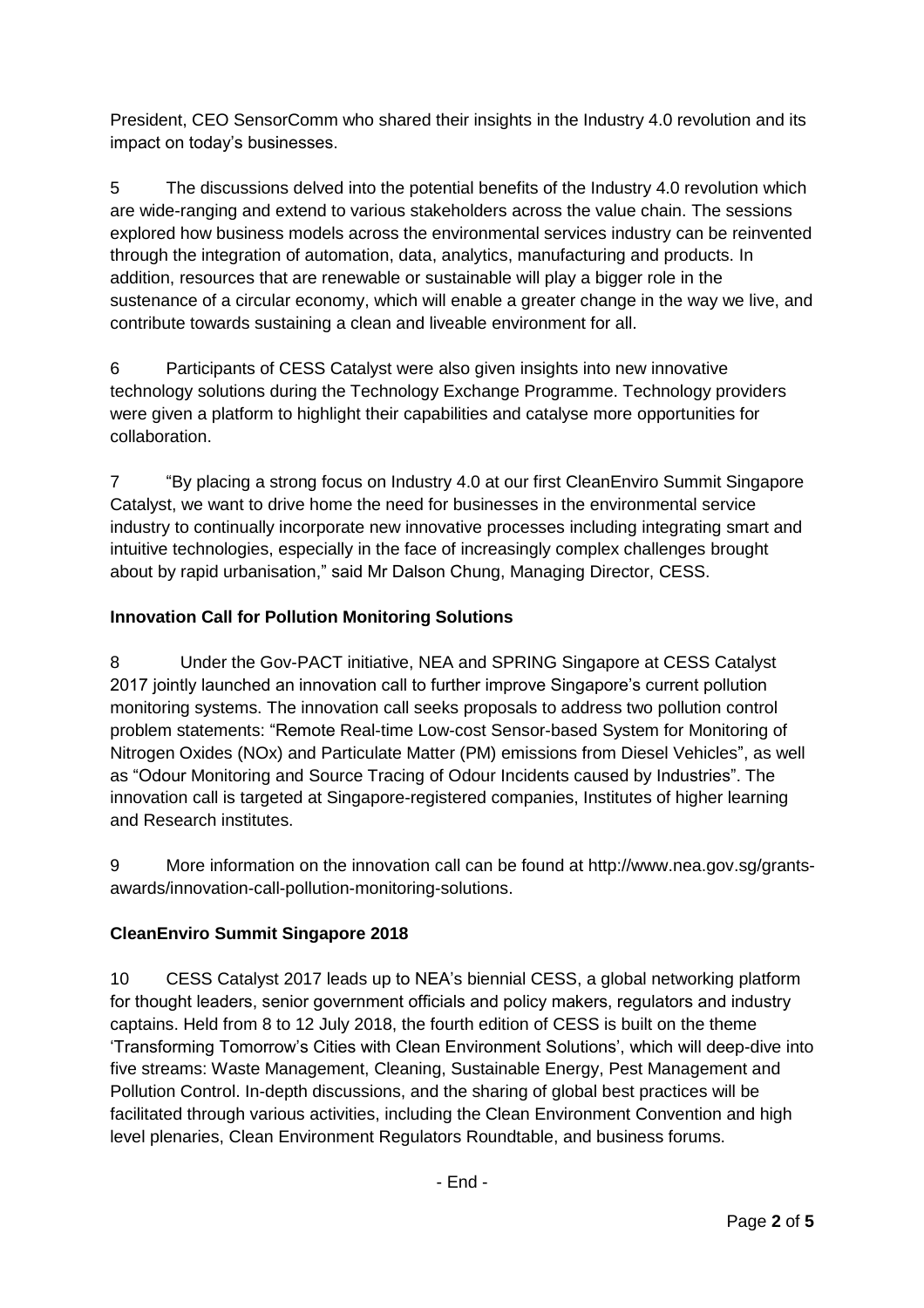President, CEO SensorComm who shared their insights in the Industry 4.0 revolution and its impact on today's businesses.

5 The discussions delved into the potential benefits of the Industry 4.0 revolution which are wide-ranging and extend to various stakeholders across the value chain. The sessions explored how business models across the environmental services industry can be reinvented through the integration of automation, data, analytics, manufacturing and products. In addition, resources that are renewable or sustainable will play a bigger role in the sustenance of a circular economy, which will enable a greater change in the way we live, and contribute towards sustaining a clean and liveable environment for all.

6 Participants of CESS Catalyst were also given insights into new innovative technology solutions during the Technology Exchange Programme. Technology providers were given a platform to highlight their capabilities and catalyse more opportunities for collaboration.

7 "By placing a strong focus on Industry 4.0 at our first CleanEnviro Summit Singapore Catalyst, we want to drive home the need for businesses in the environmental service industry to continually incorporate new innovative processes including integrating smart and intuitive technologies, especially in the face of increasingly complex challenges brought about by rapid urbanisation," said Mr Dalson Chung, Managing Director, CESS.

**Innovation Call for Pollution Monitoring Solutions**

8 Under the Gov-PACT initiative, NEA and SPRING Singapore at CESS Catalyst 2017 jointly launched an innovation call to further improve Singapore's current pollution monitoring systems. The innovation call seeks proposals to address two pollution control problem statements: "Remote Real-time Low-cost Sensor-based System for Monitoring of Nitrogen Oxides (NOx) and Particulate Matter (PM) emissions from Diesel Vehicles", as well as "Odour Monitoring and Source Tracing of Odour Incidents caused by Industries". The innovation call is targeted at Singapore-registered companies, Institutes of higher learning and Research institutes.

9 More information on the innovation call can be found at http://www.nea.gov.sg/grants-awards/innovation-call-pollution-monitoring-solutions.

**CleanEnviro Summit Singapore 2018**

10 CESS Catalyst 2017 leads up to NEA's biennial CESS, a global networking platform for thought leaders, senior government officials and policy makers, regulators and industry captains. Held from 8 to 12 July 2018, the fourth edition of CESS is built on the theme 'Transforming Tomorrow's Cities with Clean Environment Solutions', which will deep-dive into five streams: Waste Management, Cleaning, Sustainable Energy, Pest Management and Pollution Control. In-depth discussions, and the sharing of global best practices will be facilitated through various activities, including the Clean Environment Convention and high level plenaries, Clean Environment Regulators Roundtable, and business forums.

- End -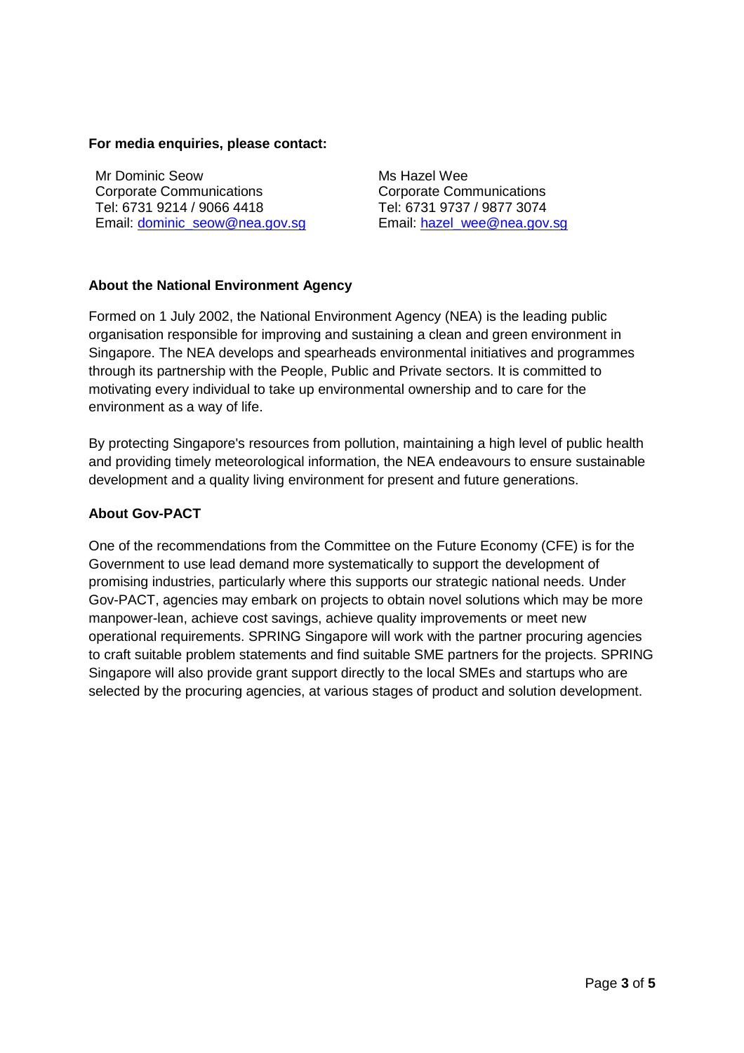**For media enquiries, please contact:**

Mr Dominic Seow
Corporate Communications
Tel: 6731 9214 / 9066 4418
Email: dominic_seow@nea.gov.sg

Ms Hazel Wee
Corporate Communications
Tel: 6731 9737 / 9877 3074
Email: hazel_wee@nea.gov.sg

**About the National Environment Agency**

Formed on 1 July 2002, the National Environment Agency (NEA) is the leading public organisation responsible for improving and sustaining a clean and green environment in Singapore. The NEA develops and spearheads environmental initiatives and programmes through its partnership with the People, Public and Private sectors. It is committed to motivating every individual to take up environmental ownership and to care for the environment as a way of life.

By protecting Singapore's resources from pollution, maintaining a high level of public health and providing timely meteorological information, the NEA endeavours to ensure sustainable development and a quality living environment for present and future generations.

**About Gov-PACT**

One of the recommendations from the Committee on the Future Economy (CFE) is for the Government to use lead demand more systematically to support the development of promising industries, particularly where this supports our strategic national needs. Under Gov-PACT, agencies may embark on projects to obtain novel solutions which may be more manpower-lean, achieve cost savings, achieve quality improvements or meet new operational requirements. SPRING Singapore will work with the partner procuring agencies to craft suitable problem statements and find suitable SME partners for the projects. SPRING Singapore will also provide grant support directly to the local SMEs and startups who are selected by the procuring agencies, at various stages of product and solution development.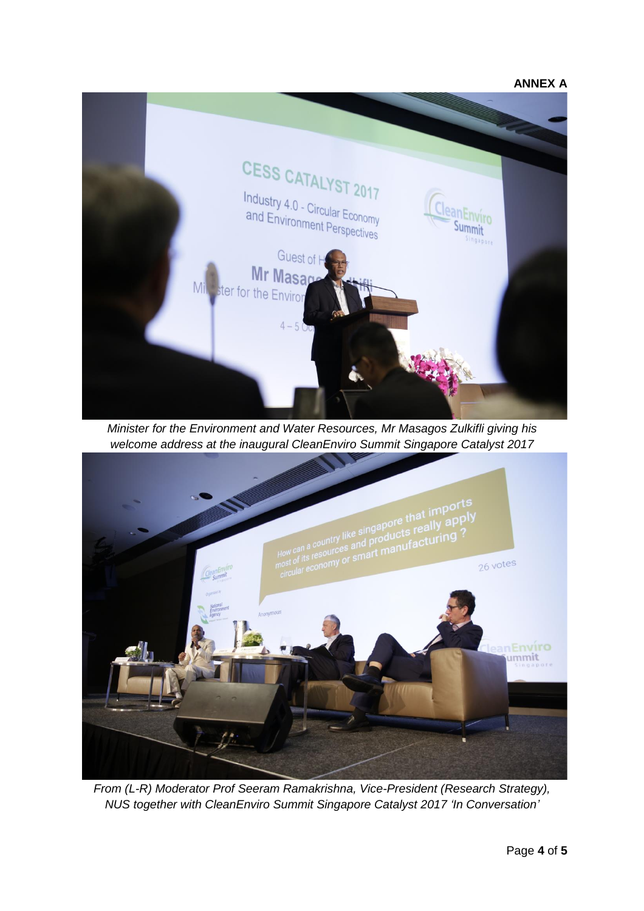**ANNEX A**

*Minister for the Environment and Water Resources, Mr Masagos Zulkifli giving his welcome address at the inaugural CleanEnviro Summit Singapore Catalyst 2017*

*From (L-R) Moderator Prof Seeram Ramakrishna, Vice-President (Research Strategy), NUS together with CleanEnviro Summit Singapore Catalyst 2017 'In Conversation'*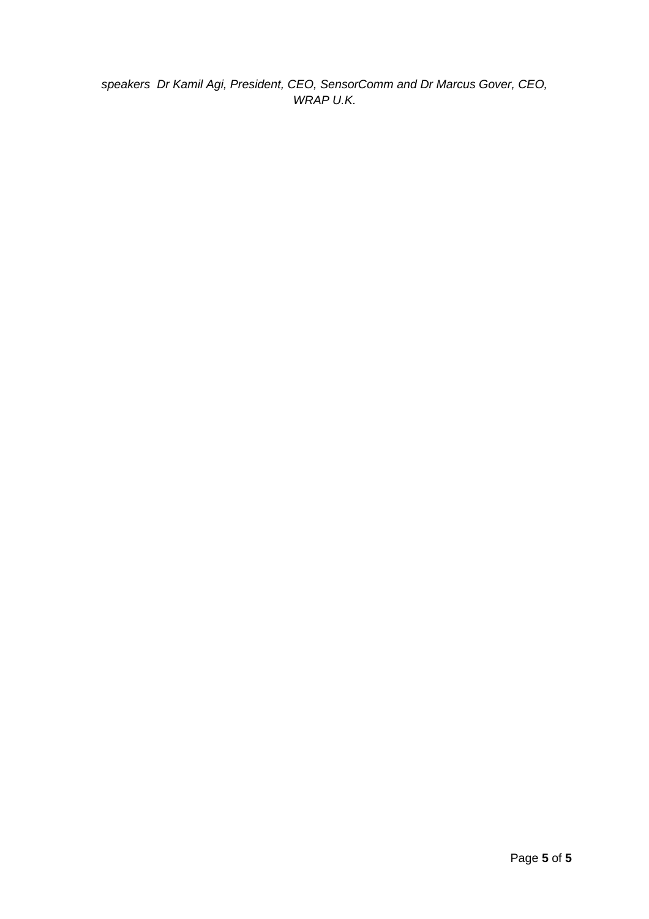*speakers  Dr Kamil Agi, President, CEO, SensorComm and Dr Marcus Gover, CEO, WRAP U.K.*